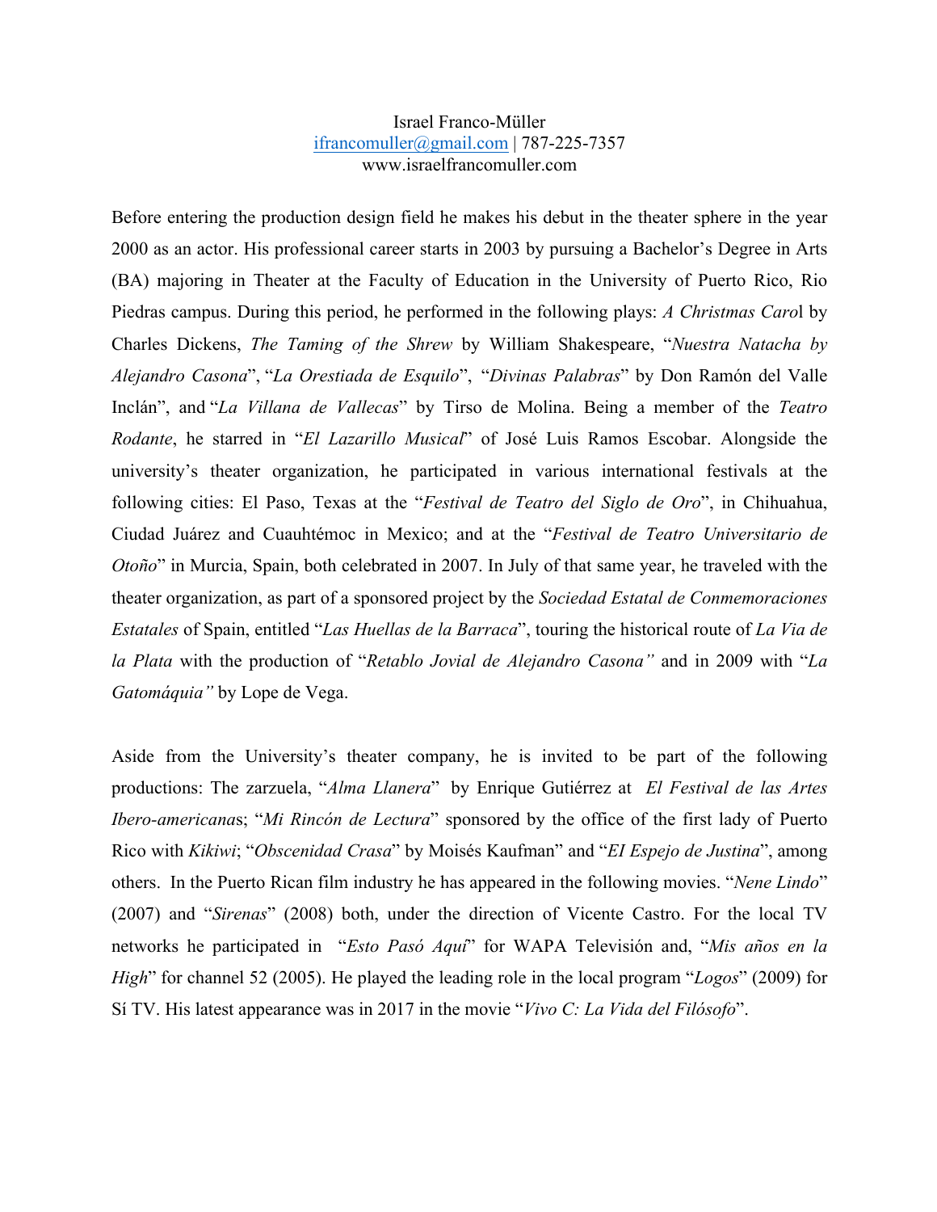Israel Franco-Müller
ifrancomuller@gmail.com | 787-225-7357
www.israelfrancomuller.com

Before entering the production design field he makes his debut in the theater sphere in the year 2000 as an actor. His professional career starts in 2003 by pursuing a Bachelor's Degree in Arts (BA) majoring in Theater at the Faculty of Education in the University of Puerto Rico, Rio Piedras campus. During this period, he performed in the following plays: *A Christmas Carol* by Charles Dickens, *The Taming of the Shrew* by William Shakespeare, "*Nuestra Natacha by Alejandro Casona*", "*La Orestiada de Esquilo*", "*Divinas Palabras*" by Don Ramón del Valle Inclán", and "*La Villana de Vallecas*" by Tirso de Molina. Being a member of the *Teatro Rodante*, he starred in "*El Lazarillo Musical*" of José Luis Ramos Escobar. Alongside the university's theater organization, he participated in various international festivals at the following cities: El Paso, Texas at the "*Festival de Teatro del Siglo de Oro*", in Chihuahua, Ciudad Juárez and Cuauhtémoc in Mexico; and at the "*Festival de Teatro Universitario de Otoño*" in Murcia, Spain, both celebrated in 2007. In July of that same year, he traveled with the theater organization, as part of a sponsored project by the *Sociedad Estatal de Conmemoraciones Estatales* of Spain, entitled "*Las Huellas de la Barraca*", touring the historical route of *La Via de la Plata* with the production of "*Retablo Jovial de Alejandro Casona"* and in 2009 with "*La Gatomáquia"* by Lope de Vega.

Aside from the University's theater company, he is invited to be part of the following productions: The zarzuela, "*Alma Llanera*" by Enrique Gutiérrez at *El Festival de las Artes Ibero-americanas*; "*Mi Rincón de Lectura*" sponsored by the office of the first lady of Puerto Rico with *Kikiwi*; "*Obscenidad Crasa*" by Moisés Kaufman" and "*El Espejo de Justina*", among others. In the Puerto Rican film industry he has appeared in the following movies. "*Nene Lindo*" (2007) and "*Sirenas*" (2008) both, under the direction of Vicente Castro. For the local TV networks he participated in "*Esto Pasó Aquí*" for WAPA Televisión and, "*Mis años en la High*" for channel 52 (2005). He played the leading role in the local program "*Logos*" (2009) for Sí TV. His latest appearance was in 2017 in the movie "*Vivo C: La Vida del Filósofo*".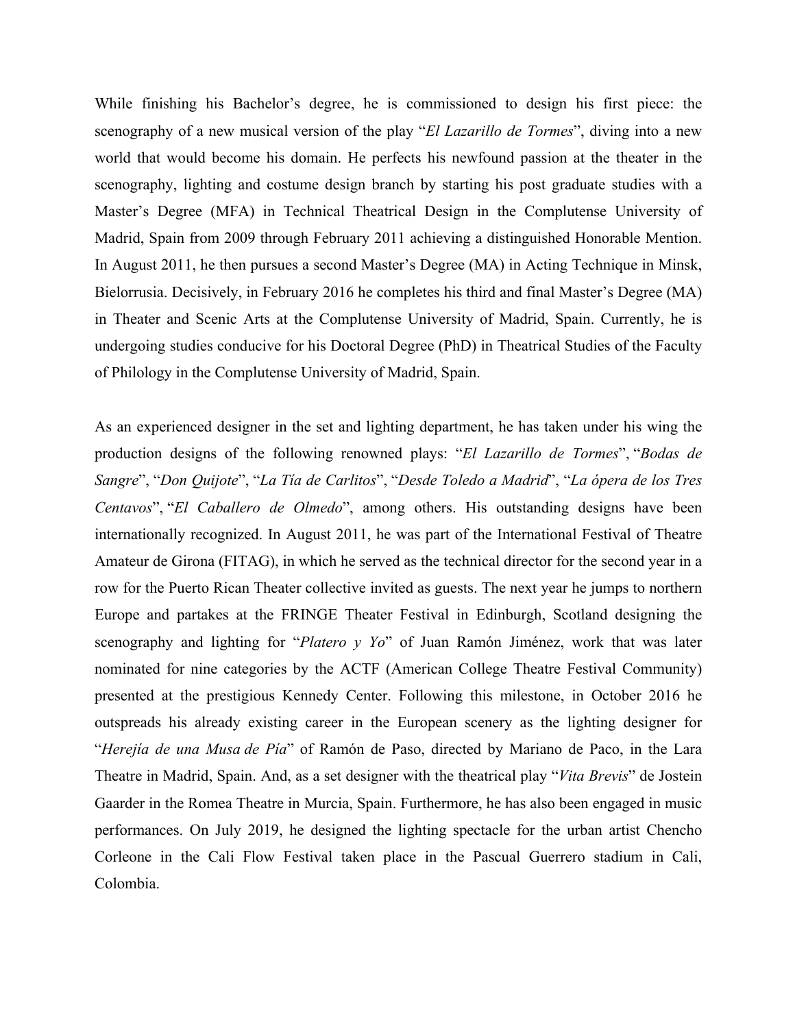While finishing his Bachelor's degree, he is commissioned to design his first piece: the scenography of a new musical version of the play "*El Lazarillo de Tormes*", diving into a new world that would become his domain. He perfects his newfound passion at the theater in the scenography, lighting and costume design branch by starting his post graduate studies with a Master's Degree (MFA) in Technical Theatrical Design in the Complutense University of Madrid, Spain from 2009 through February 2011 achieving a distinguished Honorable Mention. In August 2011, he then pursues a second Master's Degree (MA) in Acting Technique in Minsk, Bielorrusia. Decisively, in February 2016 he completes his third and final Master's Degree (MA) in Theater and Scenic Arts at the Complutense University of Madrid, Spain. Currently, he is undergoing studies conducive for his Doctoral Degree (PhD) in Theatrical Studies of the Faculty of Philology in the Complutense University of Madrid, Spain.

As an experienced designer in the set and lighting department, he has taken under his wing the production designs of the following renowned plays: "*El Lazarillo de Tormes*", "*Bodas de Sangre*", "*Don Quijote*", "*La Tía de Carlitos*", "*Desde Toledo a Madrid*", "*La ópera de los Tres Centavos*", "*El Caballero de Olmedo*", among others. His outstanding designs have been internationally recognized. In August 2011, he was part of the International Festival of Theatre Amateur de Girona (FITAG), in which he served as the technical director for the second year in a row for the Puerto Rican Theater collective invited as guests. The next year he jumps to northern Europe and partakes at the FRINGE Theater Festival in Edinburgh, Scotland designing the scenography and lighting for "*Platero y Yo*" of Juan Ramón Jiménez, work that was later nominated for nine categories by the ACTF (American College Theatre Festival Community) presented at the prestigious Kennedy Center. Following this milestone, in October 2016 he outspreads his already existing career in the European scenery as the lighting designer for "*Herejía de una Musa de Pía*" of Ramón de Paso, directed by Mariano de Paco, in the Lara Theatre in Madrid, Spain. And, as a set designer with the theatrical play "*Vita Brevis*" de Jostein Gaarder in the Romea Theatre in Murcia, Spain. Furthermore, he has also been engaged in music performances. On July 2019, he designed the lighting spectacle for the urban artist Chencho Corleone in the Cali Flow Festival taken place in the Pascual Guerrero stadium in Cali, Colombia.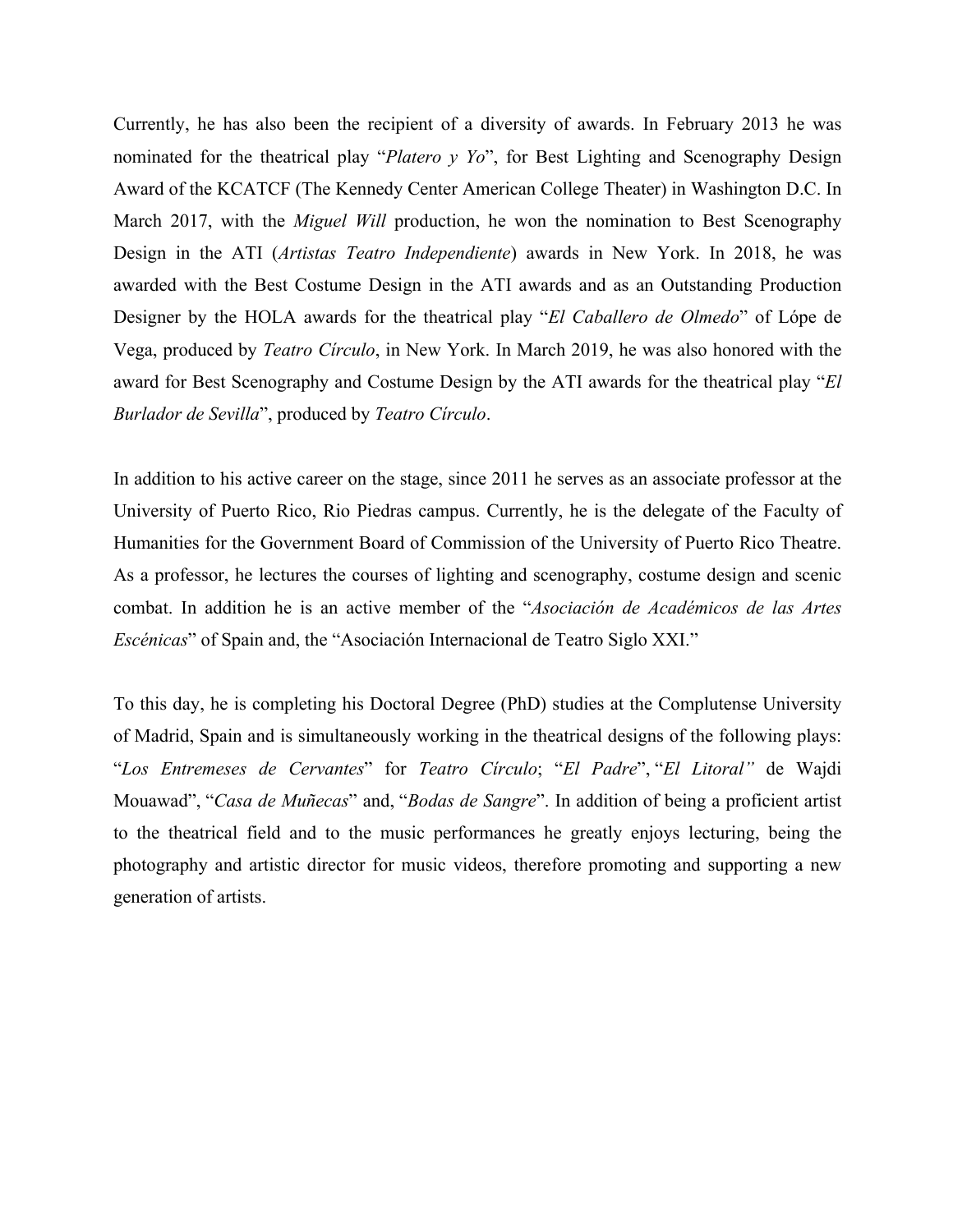Currently, he has also been the recipient of a diversity of awards. In February 2013 he was nominated for the theatrical play "*Platero y Yo*", for Best Lighting and Scenography Design Award of the KCATCF (The Kennedy Center American College Theater) in Washington D.C. In March 2017, with the *Miguel Will* production, he won the nomination to Best Scenography Design in the ATI (*Artistas Teatro Independiente*) awards in New York. In 2018, he was awarded with the Best Costume Design in the ATI awards and as an Outstanding Production Designer by the HOLA awards for the theatrical play "*El Caballero de Olmedo*" of Lópe de Vega, produced by *Teatro Círculo*, in New York. In March 2019, he was also honored with the award for Best Scenography and Costume Design by the ATI awards for the theatrical play "*El Burlador de Sevilla*", produced by *Teatro Círculo*.

In addition to his active career on the stage, since 2011 he serves as an associate professor at the University of Puerto Rico, Rio Piedras campus. Currently, he is the delegate of the Faculty of Humanities for the Government Board of Commission of the University of Puerto Rico Theatre. As a professor, he lectures the courses of lighting and scenography, costume design and scenic combat. In addition he is an active member of the "*Asociación de Académicos de las Artes Escénicas*" of Spain and, the "Asociación Internacional de Teatro Siglo XXI."

To this day, he is completing his Doctoral Degree (PhD) studies at the Complutense University of Madrid, Spain and is simultaneously working in the theatrical designs of the following plays: "*Los Entremeses de Cervantes*" for *Teatro Círculo*; "*El Padre*", "*El Litoral"* de Wajdi Mouawad", "*Casa de Muñecas*" and, "*Bodas de Sangre*". In addition of being a proficient artist to the theatrical field and to the music performances he greatly enjoys lecturing, being the photography and artistic director for music videos, therefore promoting and supporting a new generation of artists.